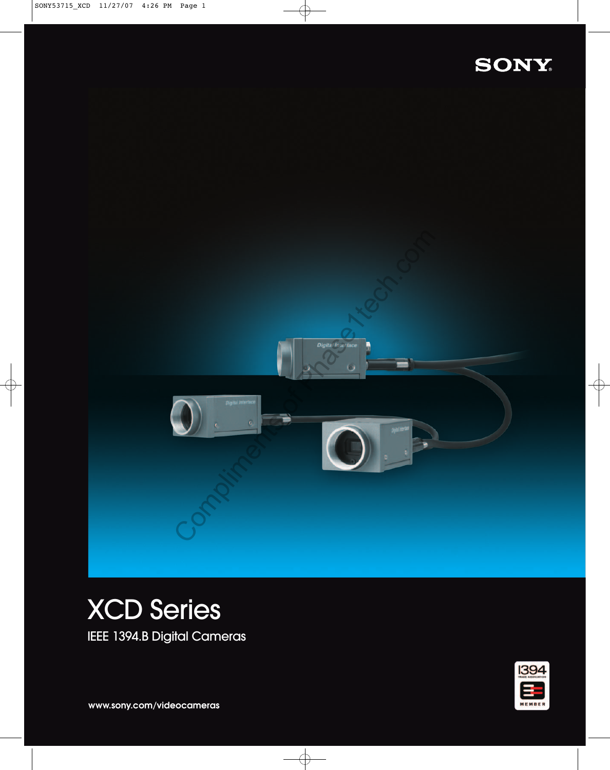SONY

# XCD Series

IEEE 1394.B Digital Cameras

www.sony.com/videocameras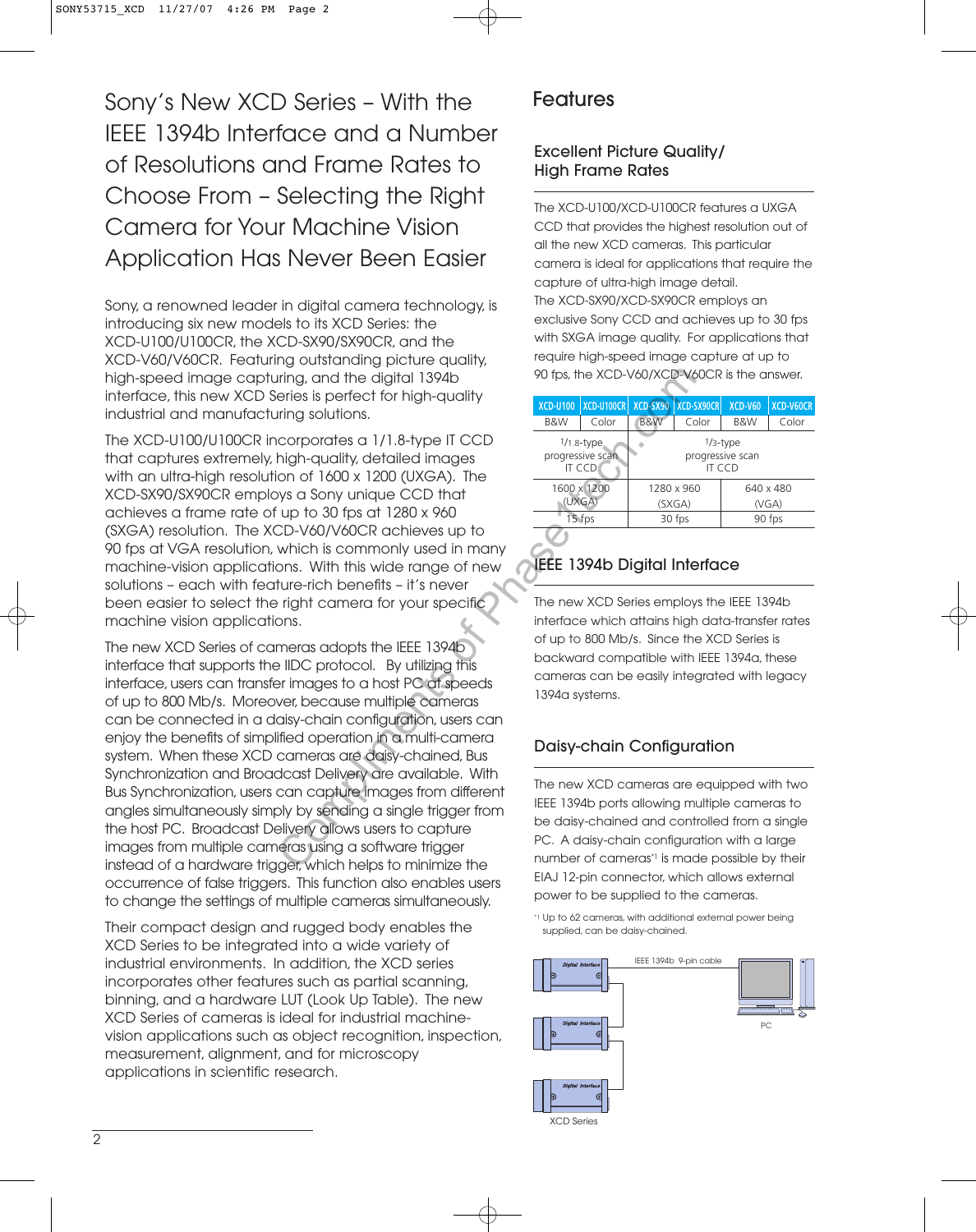# Sony's New XCD Series – With the IEEE 1394b Interface and a Number of Resolutions and Frame Rates to Choose From – Selecting the Right Camera for Your Machine Vision Application Has Never Been Easier

Sony, a renowned leader in digital camera technology, is introducing six new models to its XCD Series: the XCD-U100/U100CR, the XCD-SX90/SX90CR, and the XCD-V60/V60CR. Featuring outstanding picture quality, high-speed image capturing, and the digital 1394b interface, this new XCD Series is perfect for high-quality industrial and manufacturing solutions.

The XCD-U100/U100CR incorporates a 1/1.8-type IT CCD that captures extremely, high-quality, detailed images with an ultra-high resolution of 1600 x 1200 (UXGA). The XCD-SX90/SX90CR employs a Sony unique CCD that achieves a frame rate of up to 30 fps at 1280 x 960 (SXGA) resolution. The XCD-V60/V60CR achieves up to 90 fps at VGA resolution, which is commonly used in many machine-vision applications. With this wide range of new solutions – each with feature-rich benefits – it's never been easier to select the right camera for your specific machine vision applications.

The new XCD Series of cameras adopts the IEEE 1394b interface that supports the IIDC protocol. By utilizing this interface, users can transfer images to a host PC at speeds of up to 800 Mb/s. Moreover, because multiple cameras can be connected in a daisy-chain configuration, users can enjoy the benefits of simplified operation in a multi-camera system. When these XCD cameras are daisy-chained, Bus Synchronization and Broadcast Delivery are available. With Bus Synchronization, users can capture images from different angles simultaneously simply by sending a single trigger from the host PC. Broadcast Delivery allows users to capture images from multiple cameras using a software trigger instead of a hardware trigger, which helps to minimize the occurrence of false triggers. This function also enables users to change the settings of multiple cameras simultaneously.

Their compact design and rugged body enables the XCD Series to be integrated into a wide variety of industrial environments. In addition, the XCD series incorporates other features such as partial scanning, binning, and a hardware LUT (Look Up Table). The new XCD Series of cameras is ideal for industrial machine-vision applications such as object recognition, inspection, measurement, alignment, and for microscopy applications in scientific research.

## Features

### Excellent Picture Quality/ High Frame Rates

The XCD-U100/XCD-U100CR features a UXGA CCD that provides the highest resolution out of all the new XCD cameras. This particular camera is ideal for applications that require the capture of ultra-high image detail.
The XCD-SX90/XCD-SX90CR employs an exclusive Sony CCD and achieves up to 30 fps with SXGA image quality. For applications that require high-speed image capture at up to 90 fps, the XCD-V60/XCD-V60CR is the answer.

| XCD-U100 | XCD-U100CR | XCD-SX90 | XCD-SX90CR | XCD-V60 | XCD-V60CR |
|---|---|---|---|---|---|
| B&W | Color | B&W | Color | B&W | Color |
| 1/1.8-type progressive scan IT CCD | | 1/3-type progressive scan IT CCD | | | |
| 1600 x 1200 (UXGA) | | 1280 x 960 (SXGA) | | 640 x 480 (VGA) | |
| 15 fps | | 30 fps | | 90 fps | |

### IEEE 1394b Digital Interface

The new XCD Series employs the IEEE 1394b interface which attains high data-transfer rates of up to 800 Mb/s. Since the XCD Series is backward compatible with IEEE 1394a, these cameras can be easily integrated with legacy 1394a systems.

### Daisy-chain Configuration

The new XCD cameras are equipped with two IEEE 1394b ports allowing multiple cameras to be daisy-chained and controlled from a single PC. A daisy-chain configuration with a large number of cameras*1 is made possible by their EIAJ 12-pin connector, which allows external power to be supplied to the cameras.

*1 Up to 62 cameras, with additional external power being supplied, can be daisy-chained.

IEEE 1394b 9-pin cable

PC

XCD Series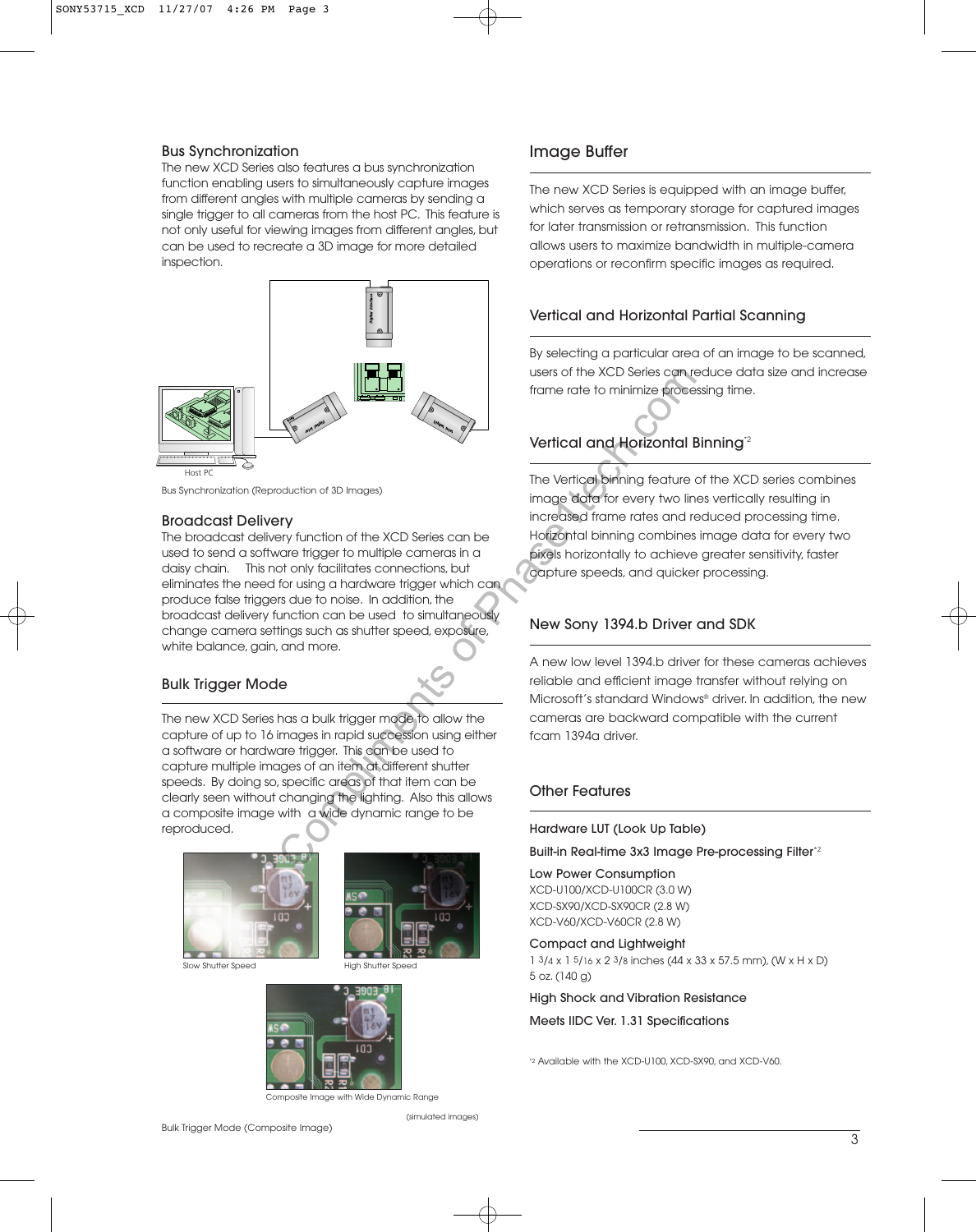## Bus Synchronization

The new XCD Series also features a bus synchronization function enabling users to simultaneously capture images from different angles with multiple cameras by sending a single trigger to all cameras from the host PC. This feature is not only useful for viewing images from different angles, but can be used to recreate a 3D image for more detailed inspection.

Host PC

Bus Synchronization (Reproduction of 3D Images)

## Broadcast Delivery

The broadcast delivery function of the XCD Series can be used to send a software trigger to multiple cameras in a daisy chain. This not only facilitates connections, but eliminates the need for using a hardware trigger which can produce false triggers due to noise. In addition, the broadcast delivery function can be used to simultaneously change camera settings such as shutter speed, exposure, white balance, gain, and more.

## Bulk Trigger Mode

The new XCD Series has a bulk trigger mode to allow the capture of up to 16 images in rapid succession using either a software or hardware trigger. This can be used to capture multiple images of an item at different shutter speeds. By doing so, specific areas of that item can be clearly seen without changing the lighting. Also this allows a composite image with a wide dynamic range to be reproduced.

Slow Shutter Speed

High Shutter Speed

Composite Image with Wide Dynamic Range

(simulated images)

Bulk Trigger Mode (Composite Image)

## Image Buffer

The new XCD Series is equipped with an image buffer, which serves as temporary storage for captured images for later transmission or retransmission. This function allows users to maximize bandwidth in multiple-camera operations or reconfirm specific images as required.

## Vertical and Horizontal Partial Scanning

By selecting a particular area of an image to be scanned, users of the XCD Series can reduce data size and increase frame rate to minimize processing time.

## Vertical and Horizontal Binning[*2]

The Vertical binning feature of the XCD series combines image data for every two lines vertically resulting in increased frame rates and reduced processing time. Horizontal binning combines image data for every two pixels horizontally to achieve greater sensitivity, faster capture speeds, and quicker processing.

## New Sony 1394.b Driver and SDK

A new low level 1394.b driver for these cameras achieves reliable and efficient image transfer without relying on Microsoft's standard Windows® driver. In addition, the new cameras are backward compatible with the current fcam 1394a driver.

## Other Features

**Hardware LUT (Look Up Table)**

**Built-in Real-time 3x3 Image Pre-processing Filter[*2]**

**Low Power Consumption**

XCD-U100/XCD-U100CR (3.0 W)
XCD-SX90/XCD-SX90CR (2.8 W)
XCD-V60/XCD-V60CR (2.8 W)

**Compact and Lightweight**

1 3/4 x 1 5/16 x 2 3/8 inches (44 x 33 x 57.5 mm), (W x H x D)
5 oz. (140 g)

**High Shock and Vibration Resistance**

**Meets IIDC Ver. 1.31 Specifications**

[*2] Available with the XCD-U100, XCD-SX90, and XCD-V60.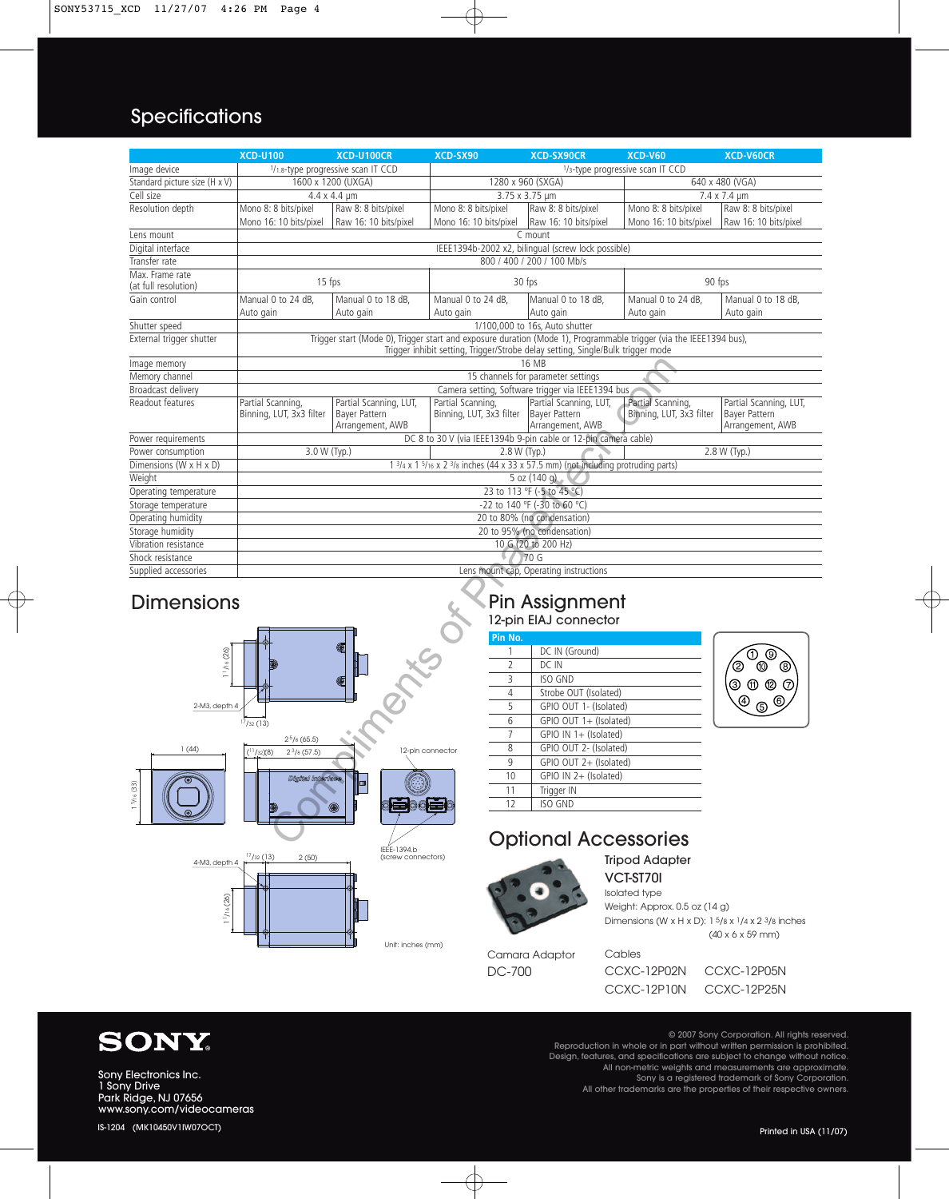## Specifications

| | XCD-U100 | XCD-U100CR | XCD-SX90 | XCD-SX90CR | XCD-V60 | XCD-V60CR |
|---|---|---|---|---|---|---|
| Image device | 1/1.8-type progressive scan IT CCD | | 1/3-type progressive scan IT CCD | | | |
| Standard picture size (H x V) | 1600 x 1200 (UXGA) | | 1280 x 960 (SXGA) | | 640 x 480 (VGA) | |
| Cell size | 4.4 x 4.4 µm | | 3.75 x 3.75 µm | | 7.4 x 7.4 µm | |
| Resolution depth | Mono 8: 8 bits/pixel Mono 16: 10 bits/pixel | Raw 8: 8 bits/pixel Raw 16: 10 bits/pixel | Mono 8: 8 bits/pixel Mono 16: 10 bits/pixel | Raw 8: 8 bits/pixel Raw 16: 10 bits/pixel | Mono 8: 8 bits/pixel Mono 16: 10 bits/pixel | Raw 8: 8 bits/pixel Raw 16: 10 bits/pixel |
| Lens mount | C mount | | | | | |
| Digital interface | IEEE1394b-2002 x2, bilingual (screw lock possible) | | | | | |
| Transfer rate | 800 / 400 / 200 / 100 Mb/s | | | | | |
| Max. Frame rate (at full resolution) | 15 fps | | 30 fps | | 90 fps | |
| Gain control | Manual 0 to 24 dB, Auto gain | Manual 0 to 18 dB, Auto gain | Manual 0 to 24 dB, Auto gain | Manual 0 to 18 dB, Auto gain | Manual 0 to 24 dB, Auto gain | Manual 0 to 18 dB, Auto gain |
| Shutter speed | 1/100,000 to 16s, Auto shutter | | | | | |
| External trigger shutter | Trigger start (Mode 0), Trigger start and exposure duration (Mode 1), Programmable trigger (via the IEEE1394 bus), Trigger inhibit setting, Trigger/Strobe delay setting, Single/Bulk trigger mode | | | | | |
| Image memory | 16 MB | | | | | |
| Memory channel | 15 channels for parameter settings | | | | | |
| Broadcast delivery | Camera setting, Software trigger via IEEE1394 bus | | | | | |
| Readout features | Partial Scanning, Binning, LUT, 3x3 filter | Partial Scanning, LUT, Bayer Pattern Arrangement, AWB | Partial Scanning, Binning, LUT, 3x3 filter | Partial Scanning, LUT, Bayer Pattern Arrangement, AWB | Partial Scanning, Binning, LUT, 3x3 filter | Partial Scanning, LUT, Bayer Pattern Arrangement, AWB |
| Power requirements | DC 8 to 30 V (via IEEE1394b 9-pin cable or 12-pin camera cable) | | | | | |
| Power consumption | 3.0 W (Typ.) | | 2.8 W (Typ.) | | 2.8 W (Typ.) | |
| Dimensions (W x H x D) | 1 3/4 x 1 5/16 x 2 3/8 inches (44 x 33 x 57.5 mm) (not including protruding parts) | | | | | |
| Weight | 5 oz (140 g) | | | | | |
| Operating temperature | 23 to 113 °F (-5 to 45 °C) | | | | | |
| Storage temperature | -22 to 140 °F (-30 to 60 °C) | | | | | |
| Operating humidity | 20 to 80% (no condensation) | | | | | |
| Storage humidity | 20 to 95% (no condensation) | | | | | |
| Vibration resistance | 10 G (20 to 200 Hz) | | | | | |
| Shock resistance | 70 G | | | | | |
| Supplied accessories | Lens mount cap, Operating instructions | | | | | |

## Dimensions

1 1/16 (26)
2-M3, depth 4
17/32 (13)
2 5/8 (65.5)
1 (44)
(11/32)(8)
2 3/8 (57.5)
12-pin connector
1 5/16 (33)
Digital Interface
IEEE-1394.b (screw connectors)
4-M3, depth 4
17/32 (13)
2 (50)
1 1/16 (26)
Unit: inches (mm)

## Pin Assignment

12-pin EIAJ connector

| Pin No. | |
|---|---|
| 1 | DC IN (Ground) |
| 2 | DC IN |
| 3 | ISO GND |
| 4 | Strobe OUT (Isolated) |
| 5 | GPIO OUT 1- (Isolated) |
| 6 | GPIO OUT 1+ (Isolated) |
| 7 | GPIO IN 1+ (Isolated) |
| 8 | GPIO OUT 2- (Isolated) |
| 9 | GPIO OUT 2+ (Isolated) |
| 10 | GPIO IN 2+ (Isolated) |
| 11 | Trigger IN |
| 12 | ISO GND |

## Optional Accessories

**Tripod Adapter**
**VCT-ST70I**
Isolated type
Weight: Approx. 0.5 oz (14 g)
Dimensions (W x H x D): 1 5/8 x 1/4 x 2 3/8 inches (40 x 6 x 59 mm)

Camara Adaptor
DC-700

Cables
CCXC-12P02N CCXC-12P05N
CCXC-12P10N CCXC-12P25N

**SONY**

Sony Electronics Inc.
1 Sony Drive
Park Ridge, NJ 07656
www.sony.com/videocameras

IS-1204 (MK10450V1IW07OCT)

© 2007 Sony Corporation. All rights reserved.
Reproduction in whole or in part without written permission is prohibited.
Design, features, and specifications are subject to change without notice.
All non-metric weights and measurements are approximate.
Sony is a registered trademark of Sony Corporation.
All other trademarks are the properties of their respective owners.

Printed in USA (11/07)